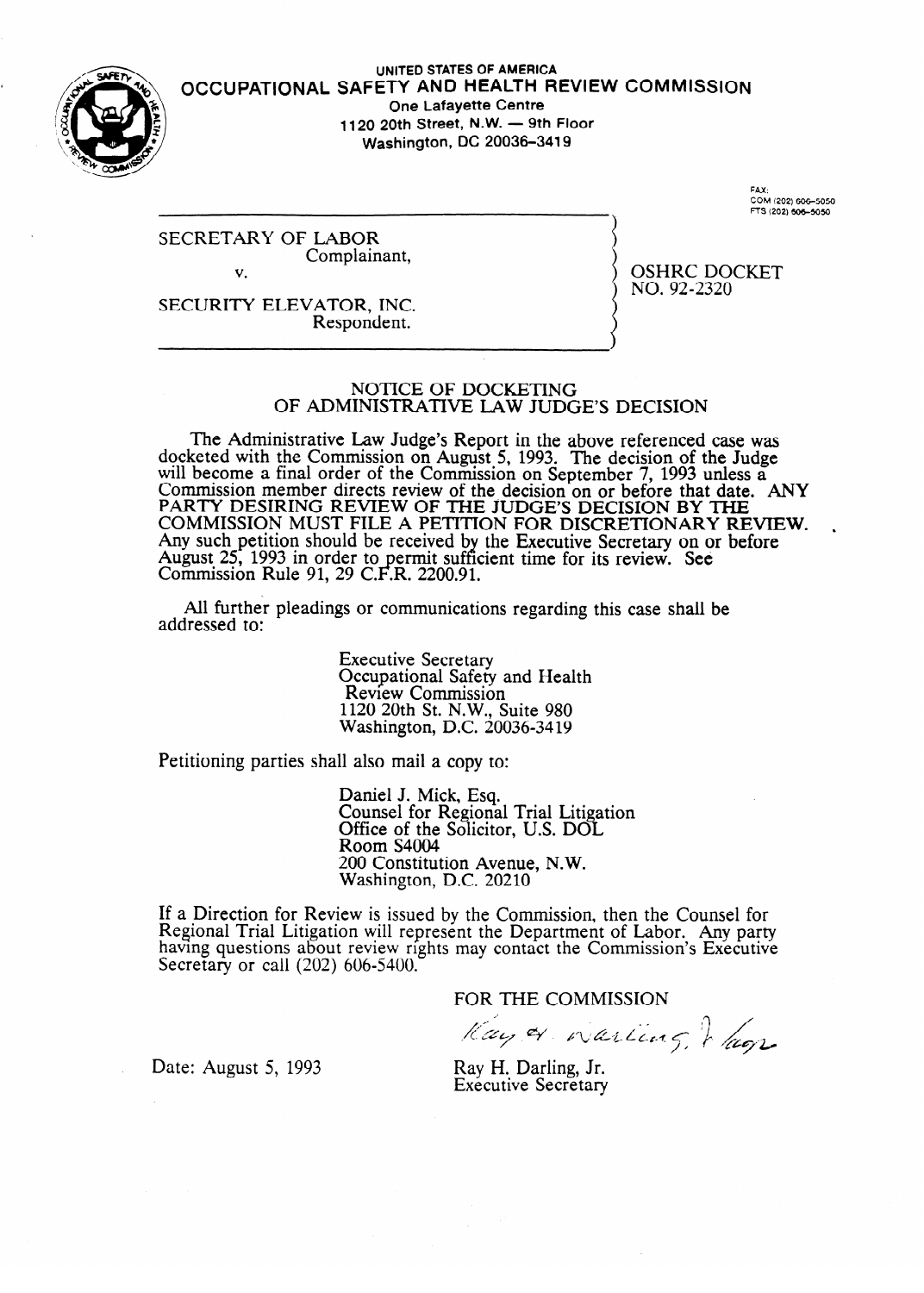UNITED STATES OF AMERICA

# OCCUPATIONAL SAFETY AND HEALTH REVIEW COMMISSION

One Lafayette Centre
1120 20th Street, N.W. — 9th Floor
Washington, DC 20036-3419

FAX:
COM (202) 606-5050
FTS (202) 606-5050

SECRETARY OF LABOR
Complainant,

v.

SECURITY ELEVATOR, INC.
Respondent.

OSHRC DOCKET
NO. 92-2320

## NOTICE OF DOCKETING OF ADMINISTRATIVE LAW JUDGE'S DECISION

The Administrative Law Judge's Report in the above referenced case was docketed with the Commission on August 5, 1993. The decision of the Judge will become a final order of the Commission on September 7, 1993 unless a Commission member directs review of the decision on or before that date. ANY PARTY DESIRING REVIEW OF THE JUDGE'S DECISION BY THE COMMISSION MUST FILE A PETITION FOR DISCRETIONARY REVIEW. Any such petition should be received by the Executive Secretary on or before August 25, 1993 in order to permit sufficient time for its review. See Commission Rule 91, 29 C.F.R. 2200.91.

All further pleadings or communications regarding this case shall be addressed to:

Executive Secretary
Occupational Safety and Health Review Commission
1120 20th St. N.W., Suite 980
Washington, D.C. 20036-3419

Petitioning parties shall also mail a copy to:

Daniel J. Mick, Esq.
Counsel for Regional Trial Litigation
Office of the Solicitor, U.S. DOL
Room S4004
200 Constitution Avenue, N.W.
Washington, D.C. 20210

If a Direction for Review is issued by the Commission, then the Counsel for Regional Trial Litigation will represent the Department of Labor. Any party having questions about review rights may contact the Commission's Executive Secretary or call (202) 606-5400.

FOR THE COMMISSION

Ray H. Darling, Jr.
Executive Secretary

Date: August 5, 1993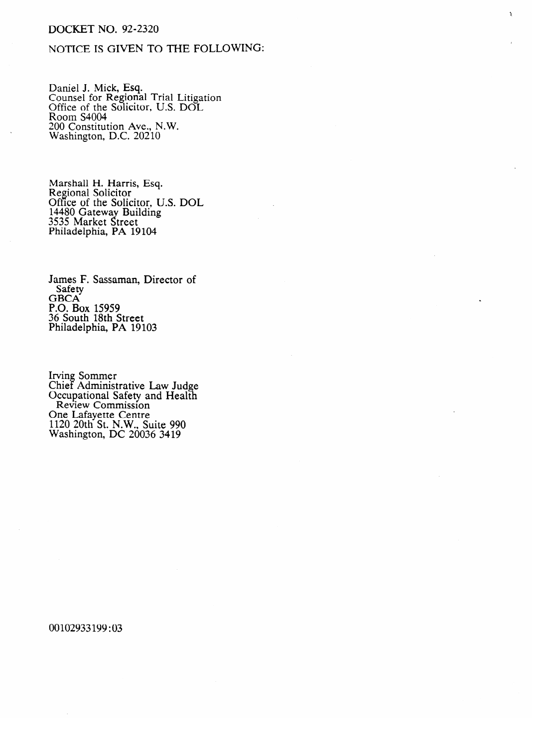DOCKET NO. 92-2320

NOTICE IS GIVEN TO THE FOLLOWING:

Daniel J. Mick, Esq.
Counsel for Regional Trial Litigation
Office of the Solicitor, U.S. DOL
Room S4004
200 Constitution Ave., N.W.
Washington, D.C. 20210

Marshall H. Harris, Esq.
Regional Solicitor
Office of the Solicitor, U.S. DOL
14480 Gateway Building
3535 Market Street
Philadelphia, PA 19104

James F. Sassaman, Director of Safety
GBCA
P.O. Box 15959
36 South 18th Street
Philadelphia, PA 19103

Irving Sommer
Chief Administrative Law Judge
Occupational Safety and Health Review Commission
One Lafayette Centre
1120 20th St. N.W., Suite 990
Washington, DC 20036 3419

00102933199:03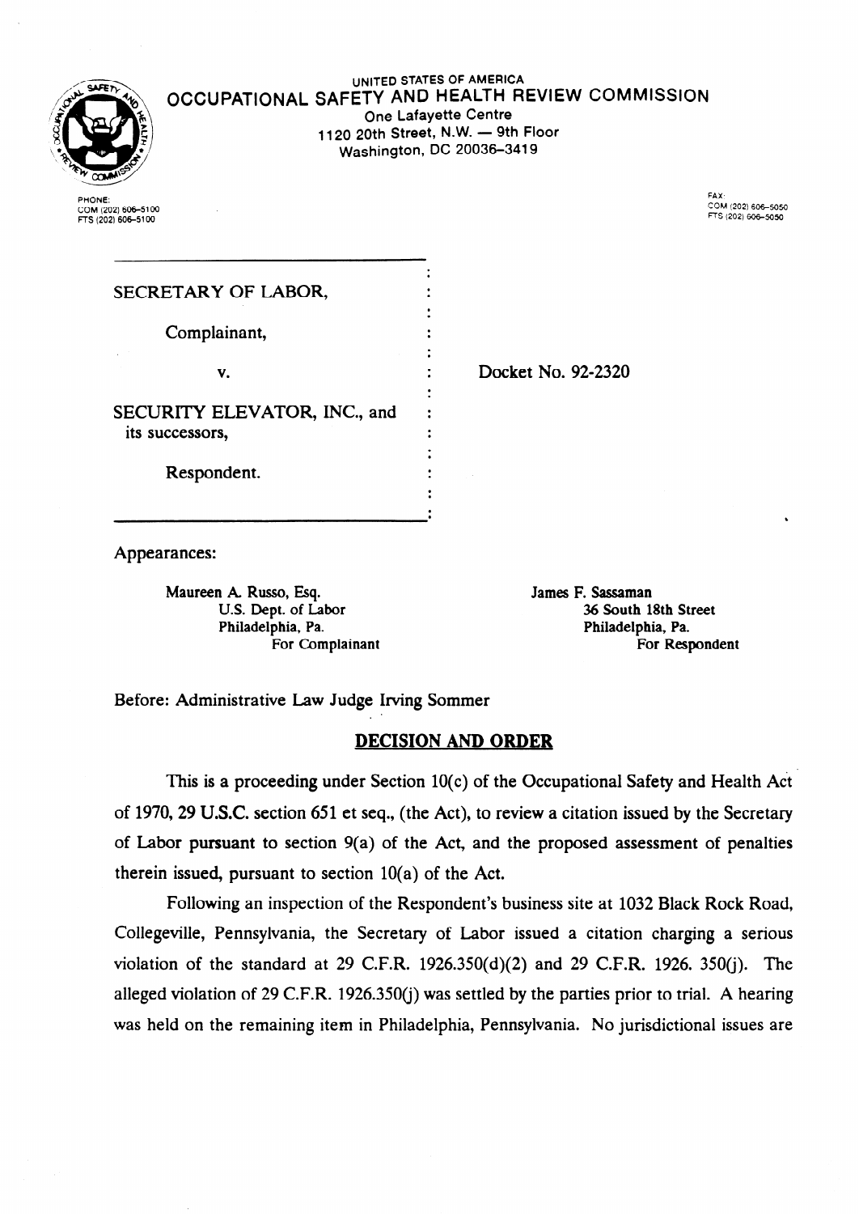UNITED STATES OF AMERICA

# OCCUPATIONAL SAFETY AND HEALTH REVIEW COMMISSION

One Lafayette Centre
1120 20th Street, N.W. — 9th Floor
Washington, DC 20036-3419

PHONE:
COM (202) 606-5100
FTS (202) 606-5100

FAX:
COM (202) 606-5050
FTS (202) 606-5050

SECRETARY OF LABOR,

Complainant,

v.

SECURITY ELEVATOR, INC., and its successors,

Respondent.

Docket No. 92-2320

Appearances:

Maureen A. Russo, Esq.
U.S. Dept. of Labor
Philadelphia, Pa.
For Complainant

James F. Sassaman
36 South 18th Street
Philadelphia, Pa.
For Respondent

Before: Administrative Law Judge Irving Sommer

## DECISION AND ORDER

This is a proceeding under Section 10(c) of the Occupational Safety and Health Act of 1970, 29 U.S.C. section 651 et seq., (the Act), to review a citation issued by the Secretary of Labor pursuant to section 9(a) of the Act, and the proposed assessment of penalties therein issued, pursuant to section 10(a) of the Act.

Following an inspection of the Respondent's business site at 1032 Black Rock Road, Collegeville, Pennsylvania, the Secretary of Labor issued a citation charging a serious violation of the standard at 29 C.F.R. 1926.350(d)(2) and 29 C.F.R. 1926. 350(j). The alleged violation of 29 C.F.R. 1926.350(j) was settled by the parties prior to trial. A hearing was held on the remaining item in Philadelphia, Pennsylvania. No jurisdictional issues are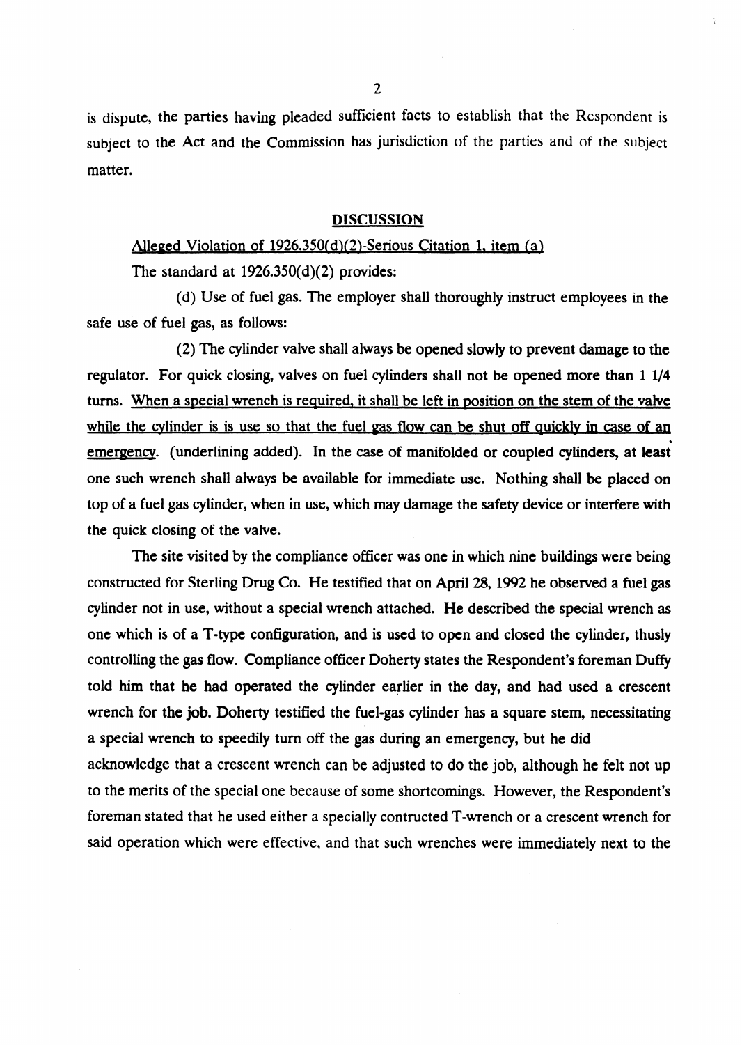is dispute, the parties having pleaded sufficient facts to establish that the Respondent is subject to the Act and the Commission has jurisdiction of the parties and of the subject matter.

## DISCUSSION

Alleged Violation of 1926.350(d)(2)-Serious Citation 1, item (a)

The standard at 1926.350(d)(2) provides:

(d) Use of fuel gas. The employer shall thoroughly instruct employees in the safe use of fuel gas, as follows:

(2) The cylinder valve shall always be opened slowly to prevent damage to the regulator. For quick closing, valves on fuel cylinders shall not be opened more than 1 1/4 turns. When a special wrench is required, it shall be left in position on the stem of the valve while the cylinder is is use so that the fuel gas flow can be shut off quickly in case of an emergency. (underlining added). In the case of manifolded or coupled cylinders, at least one such wrench shall always be available for immediate use. Nothing shall be placed on top of a fuel gas cylinder, when in use, which may damage the safety device or interfere with the quick closing of the valve.

The site visited by the compliance officer was one in which nine buildings were being constructed for Sterling Drug Co. He testified that on April 28, 1992 he observed a fuel gas cylinder not in use, without a special wrench attached. He described the special wrench as one which is of a T-type configuration, and is used to open and closed the cylinder, thusly controlling the gas flow. Compliance officer Doherty states the Respondent's foreman Duffy told him that he had operated the cylinder earlier in the day, and had used a crescent wrench for the job. Doherty testified the fuel-gas cylinder has a square stem, necessitating a special wrench to speedily turn off the gas during an emergency, but he did acknowledge that a crescent wrench can be adjusted to do the job, although he felt not up to the merits of the special one because of some shortcomings. However, the Respondent's foreman stated that he used either a specially contructed T-wrench or a crescent wrench for said operation which were effective, and that such wrenches were immediately next to the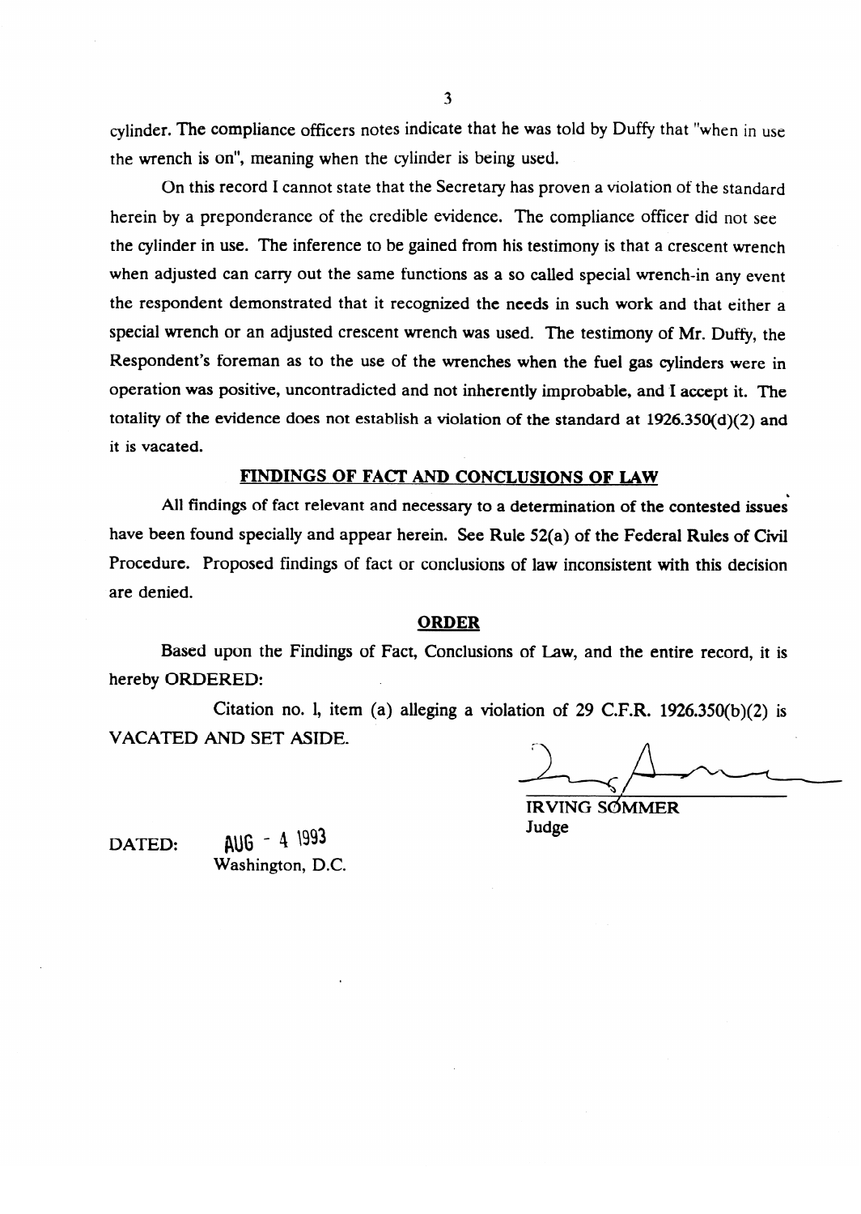cylinder. The compliance officers notes indicate that he was told by Duffy that "when in use the wrench is on", meaning when the cylinder is being used.

On this record I cannot state that the Secretary has proven a violation of the standard herein by a preponderance of the credible evidence. The compliance officer did not see the cylinder in use. The inference to be gained from his testimony is that a crescent wrench when adjusted can carry out the same functions as a so called special wrench-in any event the respondent demonstrated that it recognized the needs in such work and that either a special wrench or an adjusted crescent wrench was used. The testimony of Mr. Duffy, the Respondent's foreman as to the use of the wrenches when the fuel gas cylinders were in operation was positive, uncontradicted and not inherently improbable, and I accept it. The totality of the evidence does not establish a violation of the standard at 1926.350(d)(2) and it is vacated.

## FINDINGS OF FACT AND CONCLUSIONS OF LAW

All findings of fact relevant and necessary to a determination of the contested issues have been found specially and appear herein. See Rule 52(a) of the Federal Rules of Civil Procedure. Proposed findings of fact or conclusions of law inconsistent with this decision are denied.

## ORDER

Based upon the Findings of Fact, Conclusions of Law, and the entire record, it is hereby ORDERED:

Citation no. 1, item (a) alleging a violation of 29 C.F.R. 1926.350(b)(2) is VACATED AND SET ASIDE.

IRVING SOMMER
Judge

DATED: AUG - 4 1993
Washington, D.C.